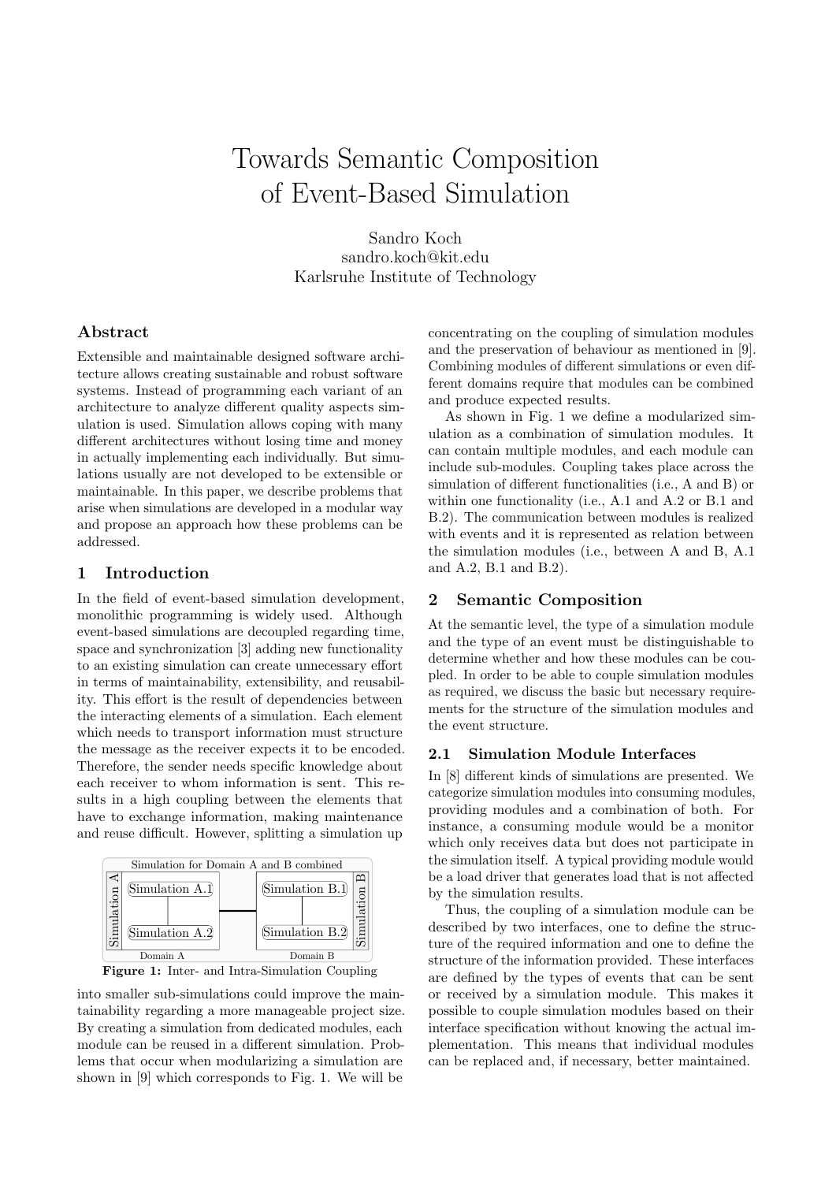# Towards Semantic Composition of Event-Based Simulation

Sandro Koch
sandro.koch@kit.edu
Karlsruhe Institute of Technology

## Abstract

Extensible and maintainable designed software architecture allows creating sustainable and robust software systems. Instead of programming each variant of an architecture to analyze different quality aspects simulation is used. Simulation allows coping with many different architectures without losing time and money in actually implementing each individually. But simulations usually are not developed to be extensible or maintainable. In this paper, we describe problems that arise when simulations are developed in a modular way and propose an approach how these problems can be addressed.

## 1 Introduction

In the field of event-based simulation development, monolithic programming is widely used. Although event-based simulations are decoupled regarding time, space and synchronization [3] adding new functionality to an existing simulation can create unnecessary effort in terms of maintainability, extensibility, and reusability. This effort is the result of dependencies between the interacting elements of a simulation. Each element which needs to transport information must structure the message as the receiver expects it to be encoded. Therefore, the sender needs specific knowledge about each receiver to whom information is sent. This results in a high coupling between the elements that have to exchange information, making maintenance and reuse difficult. However, splitting a simulation up into smaller sub-simulations could improve the maintainability regarding a more manageable project size. By creating a simulation from dedicated modules, each module can be reused in a different simulation. Problems that occur when modularizing a simulation are shown in [9] which corresponds to Fig. 1. We will be concentrating on the coupling of simulation modules and the preservation of behaviour as mentioned in [9]. Combining modules of different simulations or even different domains require that modules can be combined and produce expected results.

Simulation for Domain A and B combined

Simulation A: Simulation A.1 — Simulation A.2 (Domain A)

Simulation B: Simulation B.1 — Simulation B.2 (Domain B)

**Figure 1:** Inter- and Intra-Simulation Coupling

As shown in Fig. 1 we define a modularized simulation as a combination of simulation modules. It can contain multiple modules, and each module can include sub-modules. Coupling takes place across the simulation of different functionalities (i.e., A and B) or within one functionality (i.e., A.1 and A.2 or B.1 and B.2). The communication between modules is realized with events and it is represented as relation between the simulation modules (i.e., between A and B, A.1 and A.2, B.1 and B.2).

## 2 Semantic Composition

At the semantic level, the type of a simulation module and the type of an event must be distinguishable to determine whether and how these modules can be coupled. In order to be able to couple simulation modules as required, we discuss the basic but necessary requirements for the structure of the simulation modules and the event structure.

### 2.1 Simulation Module Interfaces

In [8] different kinds of simulations are presented. We categorize simulation modules into consuming modules, providing modules and a combination of both. For instance, a consuming module would be a monitor which only receives data but does not participate in the simulation itself. A typical providing module would be a load driver that generates load that is not affected by the simulation results.

Thus, the coupling of a simulation module can be described by two interfaces, one to define the structure of the required information and one to define the structure of the information provided. These interfaces are defined by the types of events that can be sent or received by a simulation module. This makes it possible to couple simulation modules based on their interface specification without knowing the actual implementation. This means that individual modules can be replaced and, if necessary, better maintained.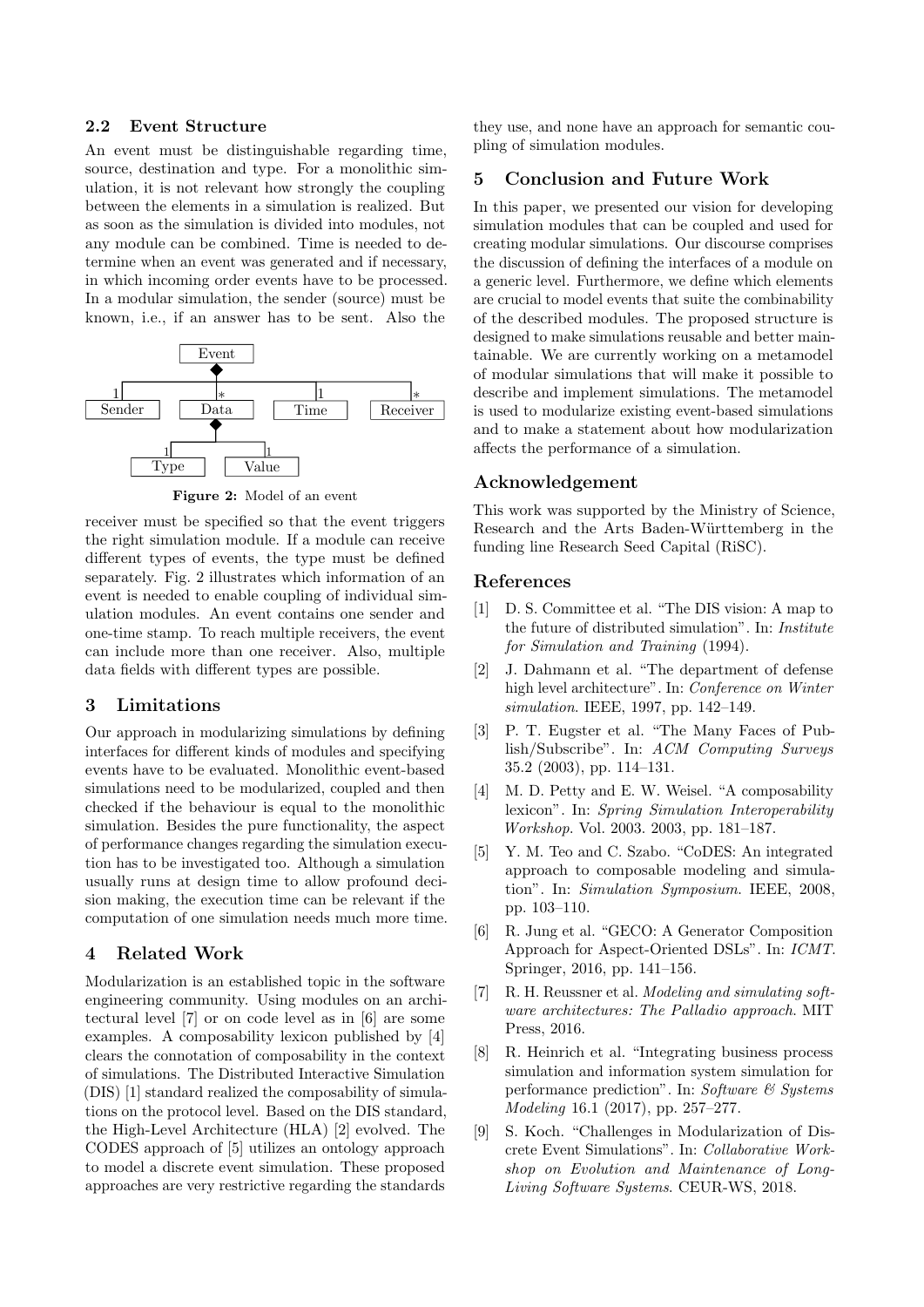### 2.2 Event Structure

An event must be distinguishable regarding time, source, destination and type. For a monolithic simulation, it is not relevant how strongly the coupling between the elements in a simulation is realized. But as soon as the simulation is divided into modules, not any module can be combined. Time is needed to determine when an event was generated and if necessary, in which incoming order events have to be processed. In a modular simulation, the sender (source) must be known, i.e., if an answer has to be sent. Also the receiver must be specified so that the event triggers the right simulation module. If a module can receive different types of events, the type must be defined separately. Fig. 2 illustrates which information of an event is needed to enable coupling of individual simulation modules. An event contains one sender and one-time stamp. To reach multiple receivers, the event can include more than one receiver. Also, multiple data fields with different types are possible.

Event
1 Sender
* Data
1 Time
* Receiver
1 Type
1 Value

**Figure 2:** Model of an event

## 3 Limitations

Our approach in modularizing simulations by defining interfaces for different kinds of modules and specifying events have to be evaluated. Monolithic event-based simulations need to be modularized, coupled and then checked if the behaviour is equal to the monolithic simulation. Besides the pure functionality, the aspect of performance changes regarding the simulation execution has to be investigated too. Although a simulation usually runs at design time to allow profound decision making, the execution time can be relevant if the computation of one simulation needs much more time.

## 4 Related Work

Modularization is an established topic in the software engineering community. Using modules on an architectural level [7] or on code level as in [6] are some examples. A composability lexicon published by [4] clears the connotation of composability in the context of simulations. The Distributed Interactive Simulation (DIS) [1] standard realized the composability of simulations on the protocol level. Based on the DIS standard, the High-Level Architecture (HLA) [2] evolved. The CODES approach of [5] utilizes an ontology approach to model a discrete event simulation. These proposed approaches are very restrictive regarding the standards they use, and none have an approach for semantic coupling of simulation modules.

## 5 Conclusion and Future Work

In this paper, we presented our vision for developing simulation modules that can be coupled and used for creating modular simulations. Our discourse comprises the discussion of defining the interfaces of a module on a generic level. Furthermore, we define which elements are crucial to model events that suite the combinability of the described modules. The proposed structure is designed to make simulations reusable and better maintainable. We are currently working on a metamodel of modular simulations that will make it possible to describe and implement simulations. The metamodel is used to modularize existing event-based simulations and to make a statement about how modularization affects the performance of a simulation.

## Acknowledgement

This work was supported by the Ministry of Science, Research and the Arts Baden-Württemberg in the funding line Research Seed Capital (RiSC).

## References

[1] D. S. Committee et al. "The DIS vision: A map to the future of distributed simulation". In: *Institute for Simulation and Training* (1994).

[2] J. Dahmann et al. "The department of defense high level architecture". In: *Conference on Winter simulation*. IEEE, 1997, pp. 142–149.

[3] P. T. Eugster et al. "The Many Faces of Publish/Subscribe". In: *ACM Computing Surveys* 35.2 (2003), pp. 114–131.

[4] M. D. Petty and E. W. Weisel. "A composability lexicon". In: *Spring Simulation Interoperability Workshop*. Vol. 2003. 2003, pp. 181–187.

[5] Y. M. Teo and C. Szabo. "CoDES: An integrated approach to composable modeling and simulation". In: *Simulation Symposium*. IEEE, 2008, pp. 103–110.

[6] R. Jung et al. "GECO: A Generator Composition Approach for Aspect-Oriented DSLs". In: *ICMT*. Springer, 2016, pp. 141–156.

[7] R. H. Reussner et al. *Modeling and simulating software architectures: The Palladio approach*. MIT Press, 2016.

[8] R. Heinrich et al. "Integrating business process simulation and information system simulation for performance prediction". In: *Software & Systems Modeling* 16.1 (2017), pp. 257–277.

[9] S. Koch. "Challenges in Modularization of Discrete Event Simulations". In: *Collaborative Workshop on Evolution and Maintenance of Long-Living Software Systems*. CEUR-WS, 2018.